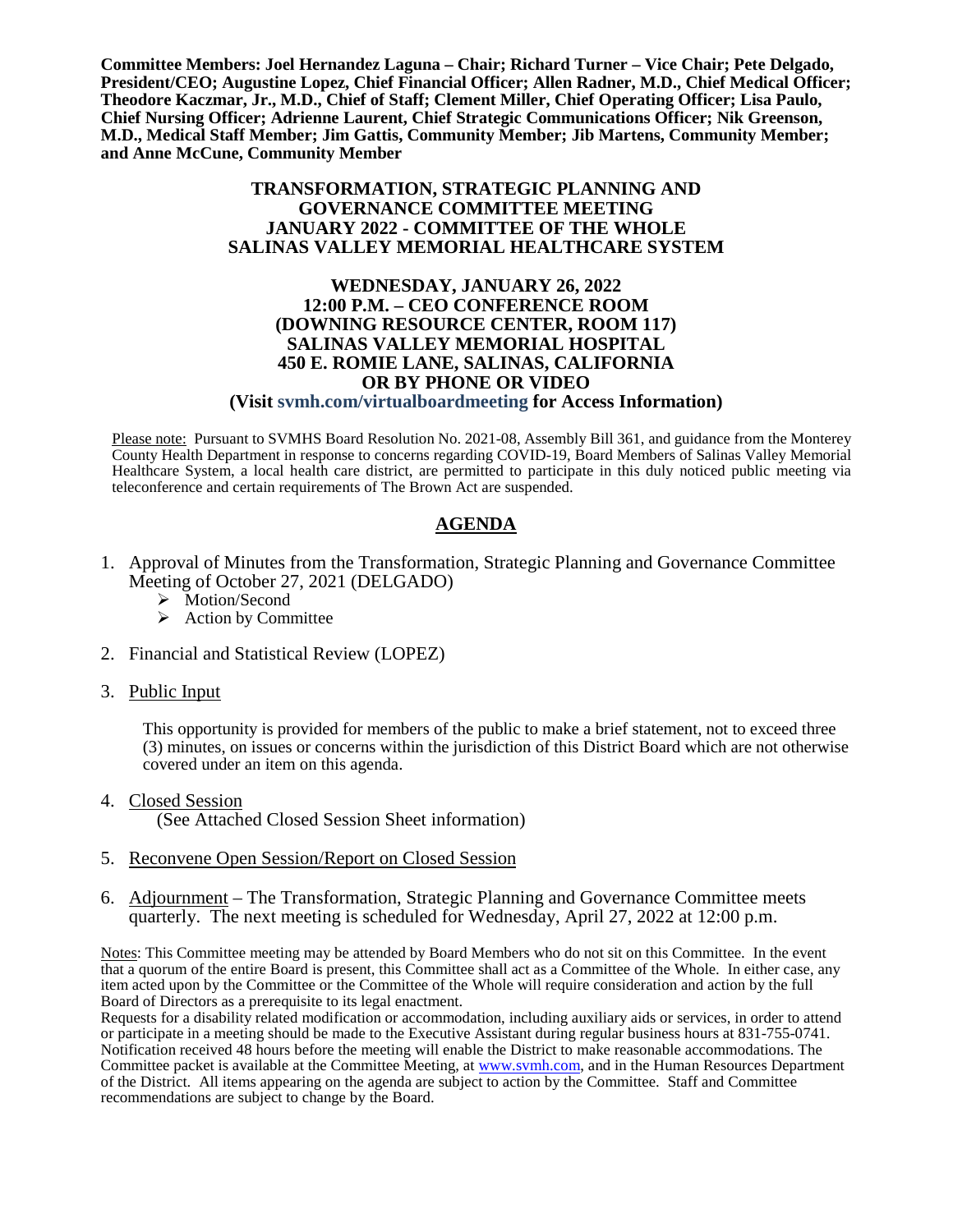**Committee Members: Joel Hernandez Laguna – Chair; Richard Turner – Vice Chair; Pete Delgado, President/CEO; Augustine Lopez, Chief Financial Officer; Allen Radner, M.D., Chief Medical Officer; Theodore Kaczmar, Jr., M.D., Chief of Staff; Clement Miller, Chief Operating Officer; Lisa Paulo, Chief Nursing Officer; Adrienne Laurent, Chief Strategic Communications Officer; Nik Greenson, M.D., Medical Staff Member; Jim Gattis, Community Member; Jib Martens, Community Member; and Anne McCune, Community Member**

# TRANSFORMATION, STRATEGIC PLANNING AND GOVERNANCE COMMITTEE MEETING
# JANUARY 2022 - COMMITTEE OF THE WHOLE
# SALINAS VALLEY MEMORIAL HEALTHCARE SYSTEM

**WEDNESDAY, JANUARY 26, 2022**
**12:00 P.M. – CEO CONFERENCE ROOM**
**(DOWNING RESOURCE CENTER, ROOM 117)**
**SALINAS VALLEY MEMORIAL HOSPITAL**
**450 E. ROMIE LANE, SALINAS, CALIFORNIA**
**OR BY PHONE OR VIDEO**
**(Visit svmh.com/virtualboardmeeting for Access Information)**

Please note: Pursuant to SVMHS Board Resolution No. 2021-08, Assembly Bill 361, and guidance from the Monterey County Health Department in response to concerns regarding COVID-19, Board Members of Salinas Valley Memorial Healthcare System, a local health care district, are permitted to participate in this duly noticed public meeting via teleconference and certain requirements of The Brown Act are suspended.

## AGENDA

1. Approval of Minutes from the Transformation, Strategic Planning and Governance Committee Meeting of October 27, 2021 (DELGADO)
   - Motion/Second
   - Action by Committee

2. Financial and Statistical Review (LOPEZ)

3. Public Input

   This opportunity is provided for members of the public to make a brief statement, not to exceed three (3) minutes, on issues or concerns within the jurisdiction of this District Board which are not otherwise covered under an item on this agenda.

4. Closed Session
   (See Attached Closed Session Sheet information)

5. Reconvene Open Session/Report on Closed Session

6. Adjournment – The Transformation, Strategic Planning and Governance Committee meets quarterly. The next meeting is scheduled for Wednesday, April 27, 2022 at 12:00 p.m.

Notes: This Committee meeting may be attended by Board Members who do not sit on this Committee. In the event that a quorum of the entire Board is present, this Committee shall act as a Committee of the Whole. In either case, any item acted upon by the Committee or the Committee of the Whole will require consideration and action by the full Board of Directors as a prerequisite to its legal enactment.

Requests for a disability related modification or accommodation, including auxiliary aids or services, in order to attend or participate in a meeting should be made to the Executive Assistant during regular business hours at 831-755-0741. Notification received 48 hours before the meeting will enable the District to make reasonable accommodations. The Committee packet is available at the Committee Meeting, at www.svmh.com, and in the Human Resources Department of the District. All items appearing on the agenda are subject to action by the Committee. Staff and Committee recommendations are subject to change by the Board.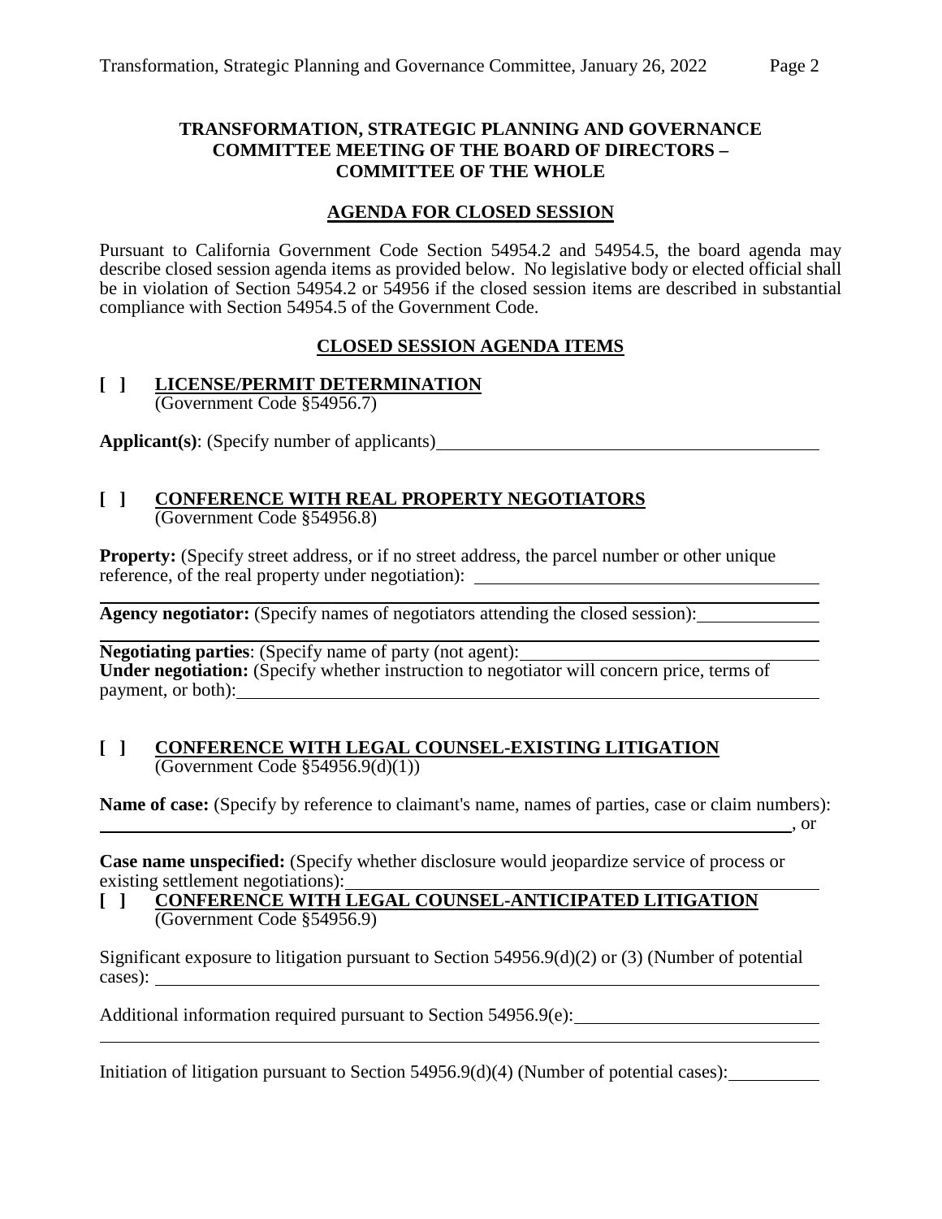**TRANSFORMATION, STRATEGIC PLANNING AND GOVERNANCE COMMITTEE MEETING OF THE BOARD OF DIRECTORS – COMMITTEE OF THE WHOLE**

**AGENDA FOR CLOSED SESSION**

Pursuant to California Government Code Section 54954.2 and 54954.5, the board agenda may describe closed session agenda items as provided below. No legislative body or elected official shall be in violation of Section 54954.2 or 54956 if the closed session items are described in substantial compliance with Section 54954.5 of the Government Code.

**CLOSED SESSION AGENDA ITEMS**

**[ ] LICENSE/PERMIT DETERMINATION**
(Government Code §54956.7)

**Applicant(s)**: (Specify number of applicants)\_\_\_\_\_\_\_\_\_\_\_\_\_\_\_\_\_\_\_\_\_\_\_\_\_\_\_\_\_\_\_\_\_\_\_\_\_\_\_\_

**[ ] CONFERENCE WITH REAL PROPERTY NEGOTIATORS**
(Government Code §54956.8)

**Property:** (Specify street address, or if no street address, the parcel number or other unique reference, of the real property under negotiation): \_\_\_\_\_\_\_\_\_\_\_\_\_\_\_\_\_\_\_\_\_\_\_\_\_\_\_\_\_\_\_\_\_\_\_\_\_\_

**Agency negotiator:** (Specify names of negotiators attending the closed session):\_\_\_\_\_\_\_\_\_\_\_\_\_

**Negotiating parties**: (Specify name of party (not agent):\_\_\_\_\_\_\_\_\_\_\_\_\_\_\_\_\_\_\_\_\_\_\_\_\_\_\_\_\_\_\_
**Under negotiation:** (Specify whether instruction to negotiator will concern price, terms of payment, or both):\_\_\_\_\_\_\_\_\_\_\_\_\_\_\_\_\_\_\_\_\_\_\_\_\_\_\_\_\_\_\_\_\_\_\_\_\_\_\_\_\_\_\_\_\_\_\_\_\_\_\_\_\_\_\_\_\_\_\_\_\_\_\_\_\_\_

**[ ] CONFERENCE WITH LEGAL COUNSEL-EXISTING LITIGATION**
(Government Code §54956.9(d)(1))

**Name of case:** (Specify by reference to claimant's name, names of parties, case or claim numbers):
\_\_\_\_\_\_\_\_\_\_\_\_\_\_\_\_\_\_\_\_\_\_\_\_\_\_\_\_\_\_\_\_\_\_\_\_\_\_\_\_\_\_\_\_\_\_\_\_\_\_\_\_\_\_\_\_\_\_\_\_\_\_\_\_\_\_\_\_\_\_\_\_\_\_\_\_, or

**Case name unspecified:** (Specify whether disclosure would jeopardize service of process or existing settlement negotiations):\_\_\_\_\_\_\_\_\_\_\_\_\_\_\_\_\_\_\_\_\_\_\_\_\_\_\_\_\_\_\_\_\_\_\_\_\_\_\_\_\_\_\_\_\_\_\_\_\_\_

**[ ] CONFERENCE WITH LEGAL COUNSEL-ANTICIPATED LITIGATION**
(Government Code §54956.9)

Significant exposure to litigation pursuant to Section 54956.9(d)(2) or (3) (Number of potential cases): \_\_\_\_\_\_\_\_\_\_\_\_\_\_\_\_\_\_\_\_\_\_\_\_\_\_\_\_\_\_\_\_\_\_\_\_\_\_\_\_\_\_\_\_\_\_\_\_\_\_\_\_\_\_\_\_\_\_\_\_\_\_\_\_\_\_\_\_\_\_

Additional information required pursuant to Section 54956.9(e):\_\_\_\_\_\_\_\_\_\_\_\_\_\_\_\_\_\_\_\_\_\_\_\_\_\_\_

Initiation of litigation pursuant to Section 54956.9(d)(4) (Number of potential cases):\_\_\_\_\_\_\_\_\_\_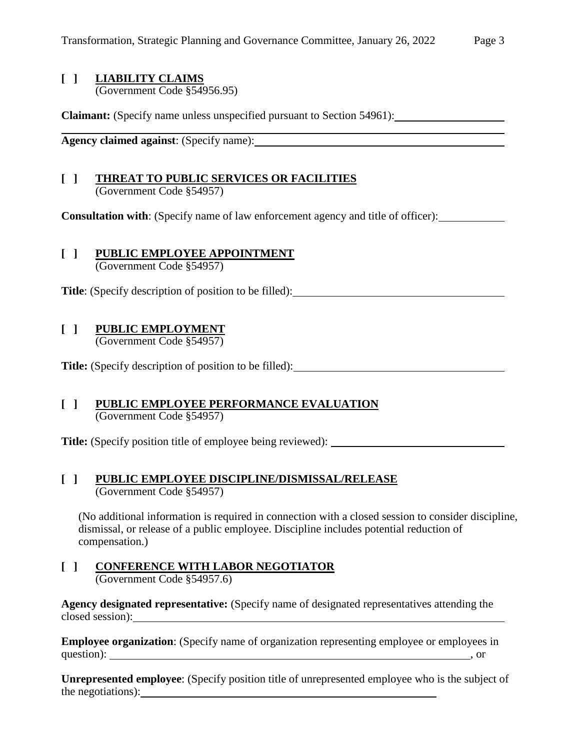**[ ] LIABILITY CLAIMS**
(Government Code §54956.95)

**Claimant:** (Specify name unless unspecified pursuant to Section 54961): ____________________

**Agency claimed against**: (Specify name): ____________________

**[ ] THREAT TO PUBLIC SERVICES OR FACILITIES**
(Government Code §54957)

**Consultation with**: (Specify name of law enforcement agency and title of officer): ____________

**[ ] PUBLIC EMPLOYEE APPOINTMENT**
(Government Code §54957)

**Title**: (Specify description of position to be filled): ____________________

**[ ] PUBLIC EMPLOYMENT**
(Government Code §54957)

**Title:** (Specify description of position to be filled): ____________________

**[ ] PUBLIC EMPLOYEE PERFORMANCE EVALUATION**
(Government Code §54957)

**Title:** (Specify position title of employee being reviewed): ____________________

**[ ] PUBLIC EMPLOYEE DISCIPLINE/DISMISSAL/RELEASE**
(Government Code §54957)

(No additional information is required in connection with a closed session to consider discipline, dismissal, or release of a public employee. Discipline includes potential reduction of compensation.)

**[ ] CONFERENCE WITH LABOR NEGOTIATOR**
(Government Code §54957.6)

**Agency designated representative:** (Specify name of designated representatives attending the closed session): ____________________

**Employee organization**: (Specify name of organization representing employee or employees in question): ____________________, or

**Unrepresented employee**: (Specify position title of unrepresented employee who is the subject of the negotiations): ____________________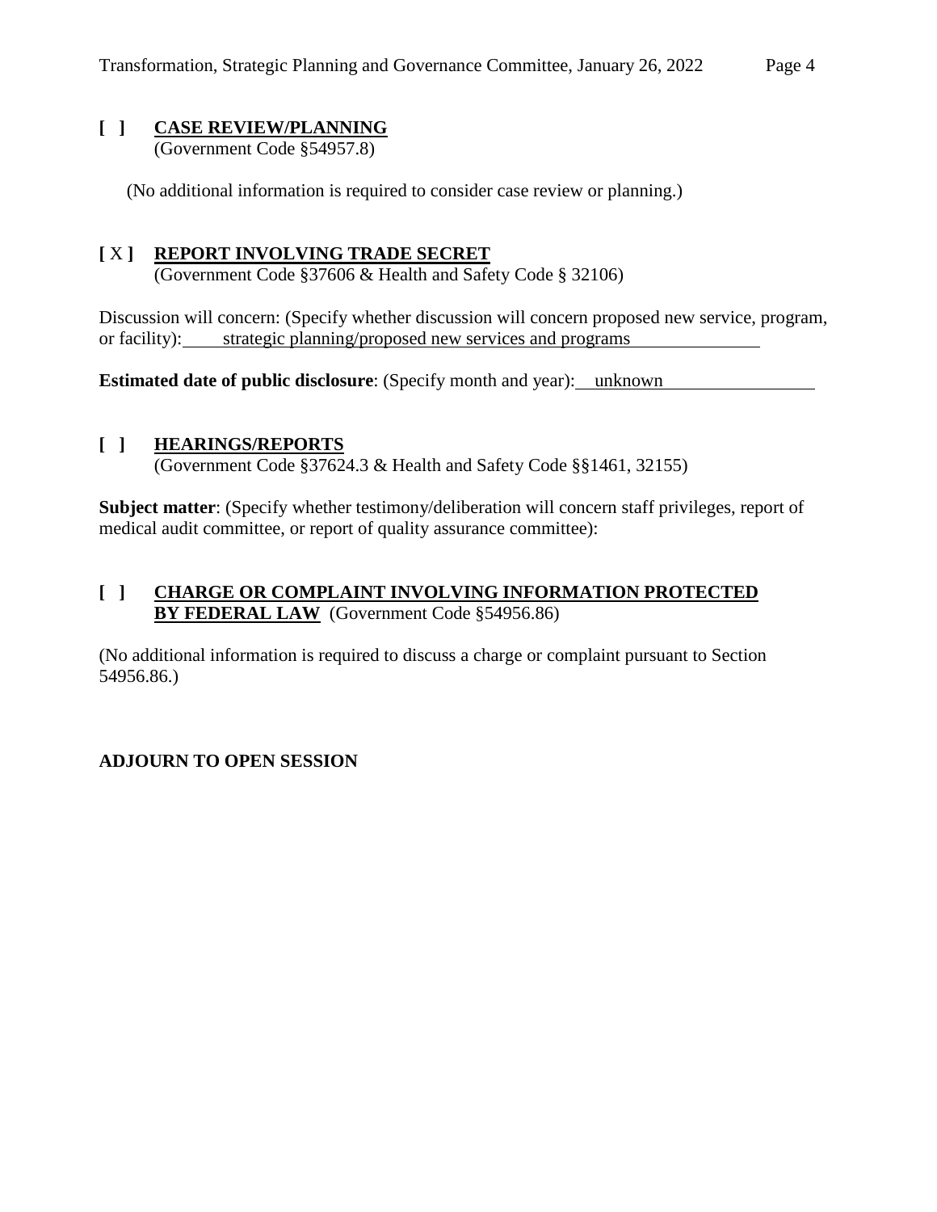**[ ] CASE REVIEW/PLANNING**
(Government Code §54957.8)

(No additional information is required to consider case review or planning.)

**[ X ] REPORT INVOLVING TRADE SECRET**
(Government Code §37606 & Health and Safety Code § 32106)

Discussion will concern: (Specify whether discussion will concern proposed new service, program, or facility): strategic planning/proposed new services and programs

**Estimated date of public disclosure**: (Specify month and year): unknown

**[ ] HEARINGS/REPORTS**
(Government Code §37624.3 & Health and Safety Code §§1461, 32155)

**Subject matter**: (Specify whether testimony/deliberation will concern staff privileges, report of medical audit committee, or report of quality assurance committee):

**[ ] CHARGE OR COMPLAINT INVOLVING INFORMATION PROTECTED BY FEDERAL LAW** (Government Code §54956.86)

(No additional information is required to discuss a charge or complaint pursuant to Section 54956.86.)

**ADJOURN TO OPEN SESSION**